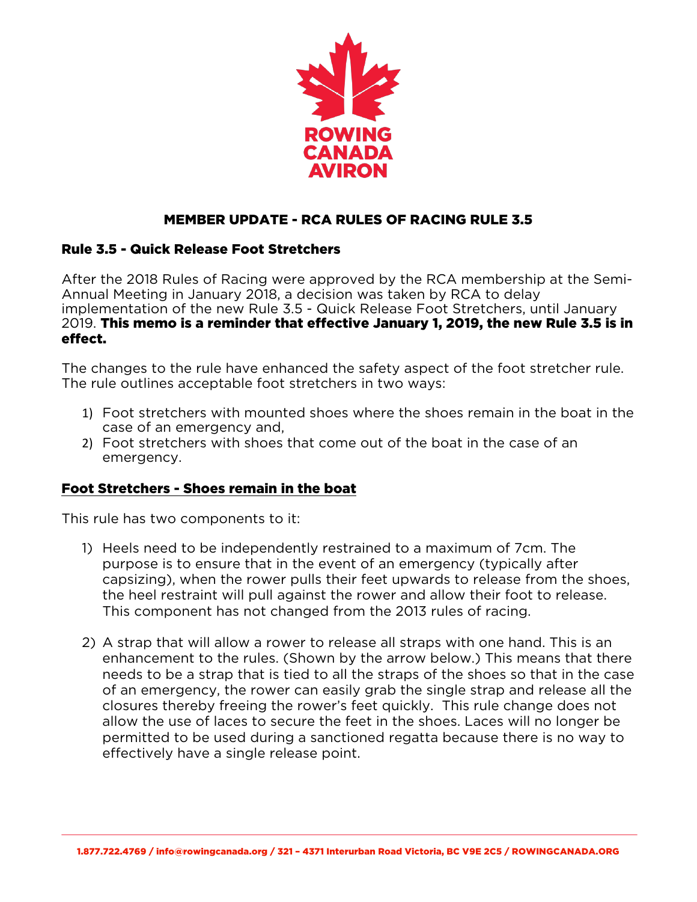ROWING CANADA AVIRON

## MEMBER UPDATE - RCA RULES OF RACING RULE 3.5

### Rule 3.5 - Quick Release Foot Stretchers

After the 2018 Rules of Racing were approved by the RCA membership at the Semi-Annual Meeting in January 2018, a decision was taken by RCA to delay implementation of the new Rule 3.5 - Quick Release Foot Stretchers, until January 2019. **This memo is a reminder that effective January 1, 2019, the new Rule 3.5 is in effect.**

The changes to the rule have enhanced the safety aspect of the foot stretcher rule. The rule outlines acceptable foot stretchers in two ways:

1) Foot stretchers with mounted shoes where the shoes remain in the boat in the case of an emergency and,
2) Foot stretchers with shoes that come out of the boat in the case of an emergency.

### <u>Foot Stretchers - Shoes remain in the boat</u>

This rule has two components to it:

1) Heels need to be independently restrained to a maximum of 7cm. The purpose is to ensure that in the event of an emergency (typically after capsizing), when the rower pulls their feet upwards to release from the shoes, the heel restraint will pull against the rower and allow their foot to release. This component has not changed from the 2013 rules of racing.

2) A strap that will allow a rower to release all straps with one hand. This is an enhancement to the rules. (Shown by the arrow below.) This means that there needs to be a strap that is tied to all the straps of the shoes so that in the case of an emergency, the rower can easily grab the single strap and release all the closures thereby freeing the rower's feet quickly. This rule change does not allow the use of laces to secure the feet in the shoes. Laces will no longer be permitted to be used during a sanctioned regatta because there is no way to effectively have a single release point.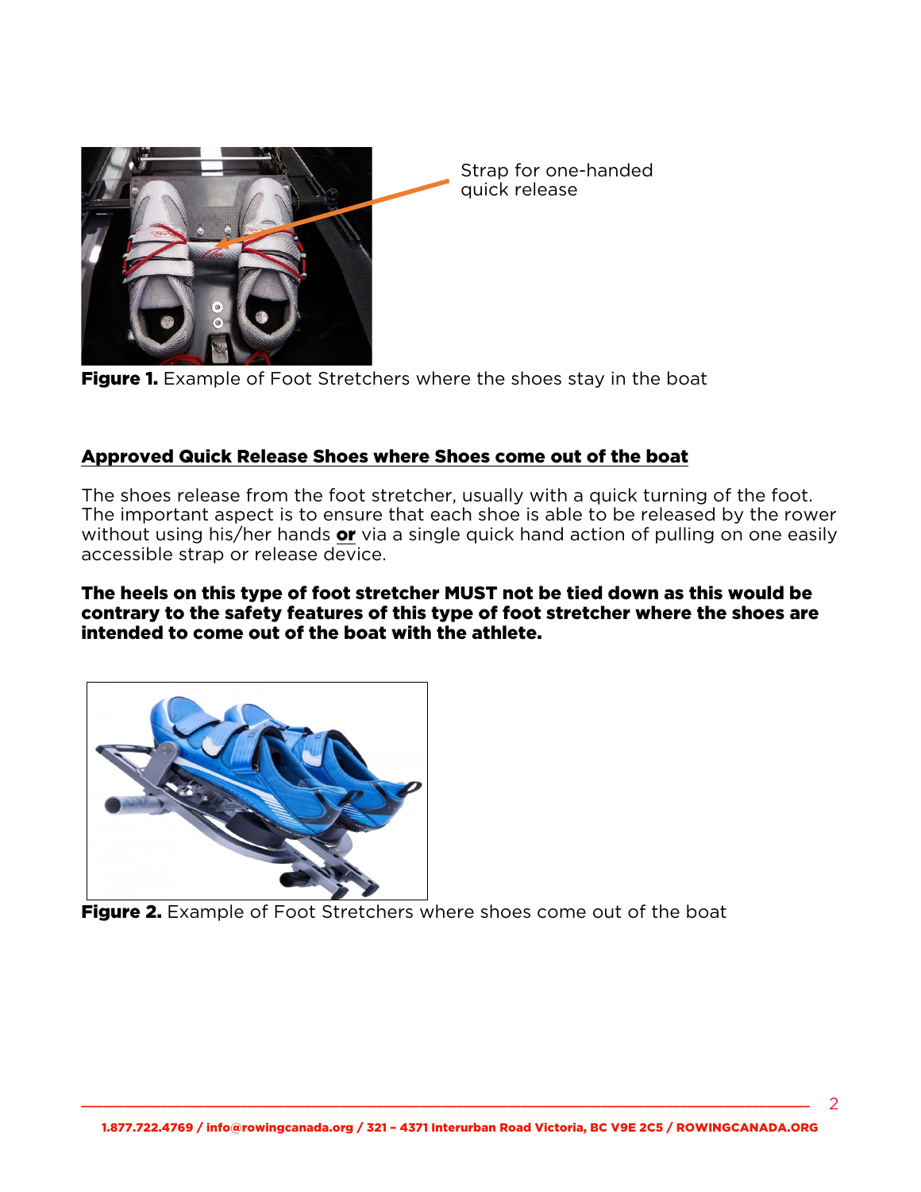Strap for one-handed quick release

**Figure 1.** Example of Foot Stretchers where the shoes stay in the boat

## **Approved Quick Release Shoes where Shoes come out of the boat**

The shoes release from the foot stretcher, usually with a quick turning of the foot. The important aspect is to ensure that each shoe is able to be released by the rower without using his/her hands **or** via a single quick hand action of pulling on one easily accessible strap or release device.

**The heels on this type of foot stretcher MUST not be tied down as this would be contrary to the safety features of this type of foot stretcher where the shoes are intended to come out of the boat with the athlete.**

**Figure 2.** Example of Foot Stretchers where shoes come out of the boat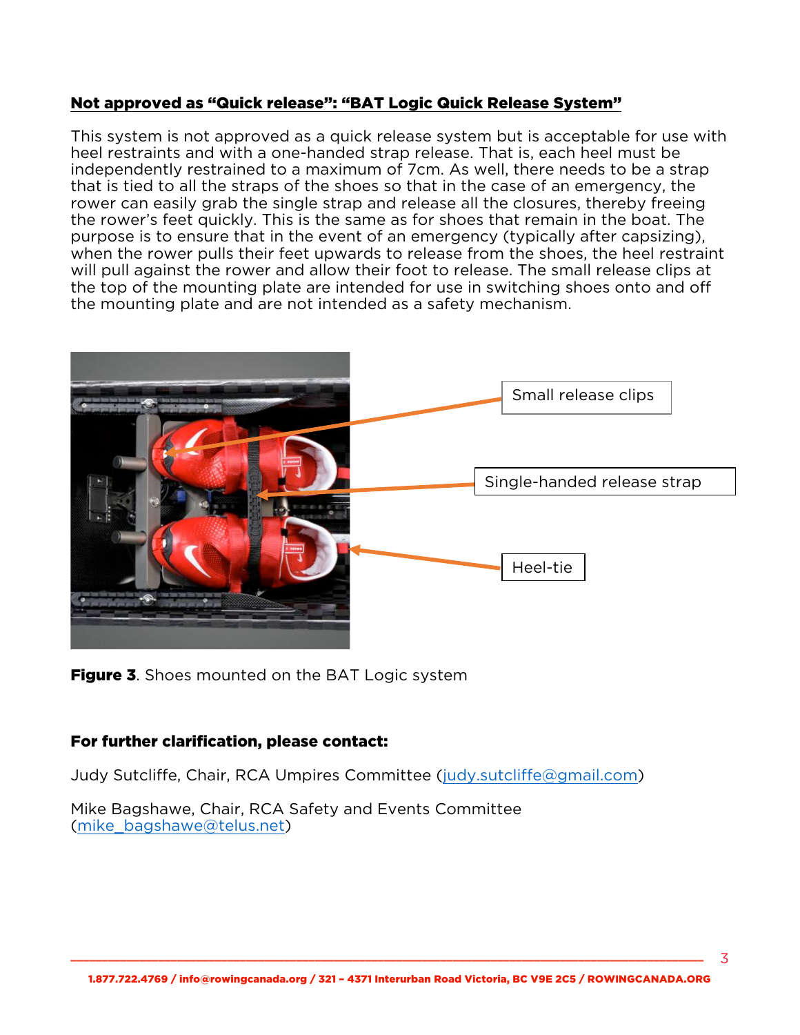## Not approved as "Quick release": "BAT Logic Quick Release System"

This system is not approved as a quick release system but is acceptable for use with heel restraints and with a one-handed strap release. That is, each heel must be independently restrained to a maximum of 7cm. As well, there needs to be a strap that is tied to all the straps of the shoes so that in the case of an emergency, the rower can easily grab the single strap and release all the closures, thereby freeing the rower's feet quickly. This is the same as for shoes that remain in the boat. The purpose is to ensure that in the event of an emergency (typically after capsizing), when the rower pulls their feet upwards to release from the shoes, the heel restraint will pull against the rower and allow their foot to release. The small release clips at the top of the mounting plate are intended for use in switching shoes onto and off the mounting plate and are not intended as a safety mechanism.

Small release clips

Single-handed release strap

Heel-tie

**Figure 3**. Shoes mounted on the BAT Logic system

**For further clarification, please contact:**

Judy Sutcliffe, Chair, RCA Umpires Committee (judy.sutcliffe@gmail.com)

Mike Bagshawe, Chair, RCA Safety and Events Committee (mike_bagshawe@telus.net)